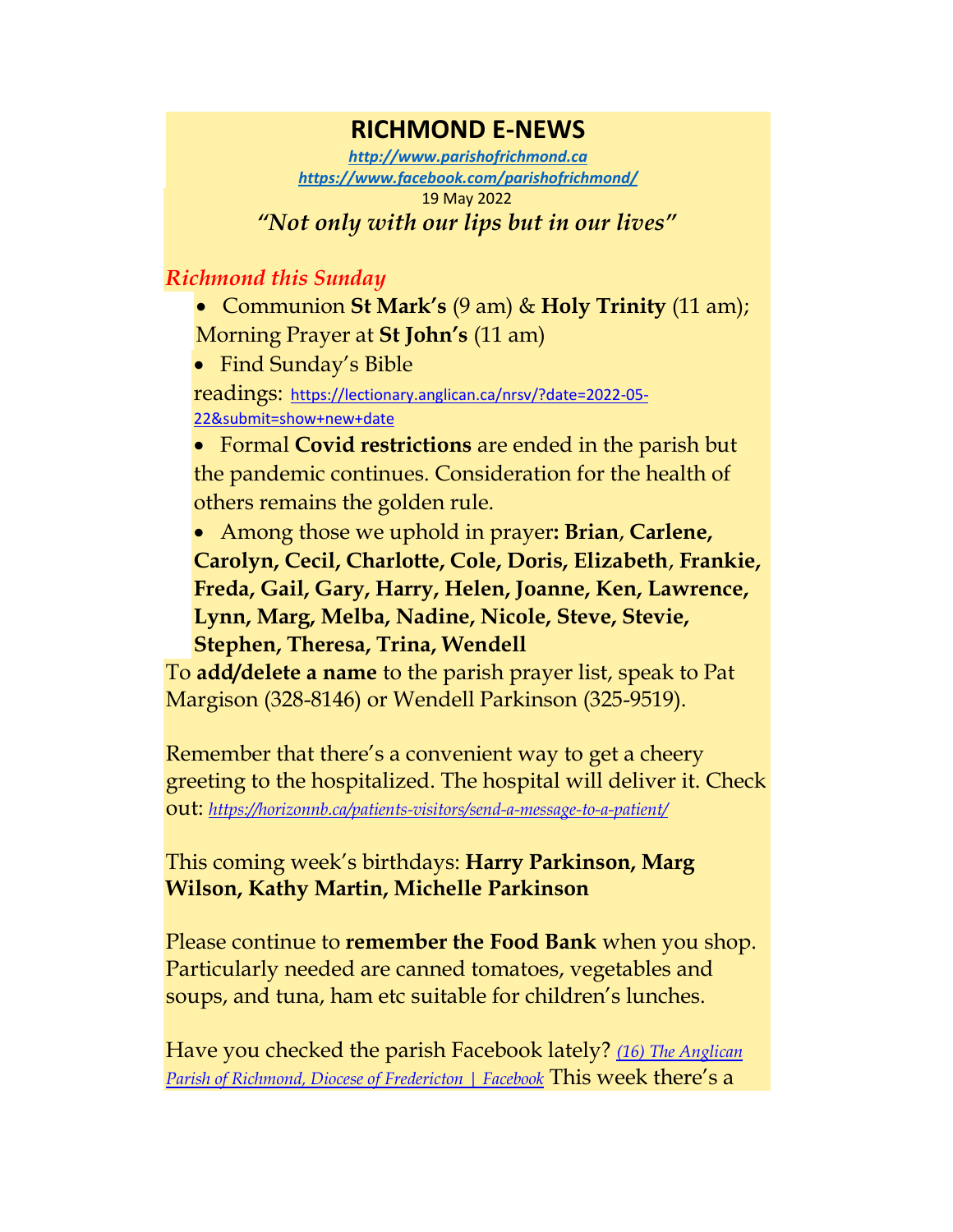# RICHMOND E-NEWS

*http://www.parishofrichmond.ca*
*https://www.facebook.com/parishofrichmond/*
19 May 2022

*"Not only with our lips but in our lives"*

## *Richmond this Sunday*

- Communion **St Mark's** (9 am) & **Holy Trinity** (11 am); Morning Prayer at **St John's** (11 am)
- Find Sunday's Bible readings: https://lectionary.anglican.ca/nrsv/?date=2022-05-22&submit=show+new+date
- Formal **Covid restrictions** are ended in the parish but the pandemic continues. Consideration for the health of others remains the golden rule.
- Among those we uphold in prayer**: Brian**, **Carlene, Carolyn, Cecil, Charlotte, Cole, Doris, Elizabeth**, **Frankie, Freda, Gail, Gary, Harry, Helen, Joanne, Ken, Lawrence, Lynn, Marg, Melba, Nadine, Nicole, Steve, Stevie, Stephen, Theresa, Trina, Wendell**

To **add/delete a name** to the parish prayer list, speak to Pat Margison (328-8146) or Wendell Parkinson (325-9519).

Remember that there's a convenient way to get a cheery greeting to the hospitalized. The hospital will deliver it. Check out: *https://horizonnb.ca/patients-visitors/send-a-message-to-a-patient/*

This coming week's birthdays: **Harry Parkinson, Marg Wilson, Kathy Martin, Michelle Parkinson**

Please continue to **remember the Food Bank** when you shop. Particularly needed are canned tomatoes, vegetables and soups, and tuna, ham etc suitable for children's lunches.

Have you checked the parish Facebook lately? *(16) The Anglican Parish of Richmond, Diocese of Fredericton | Facebook* This week there's a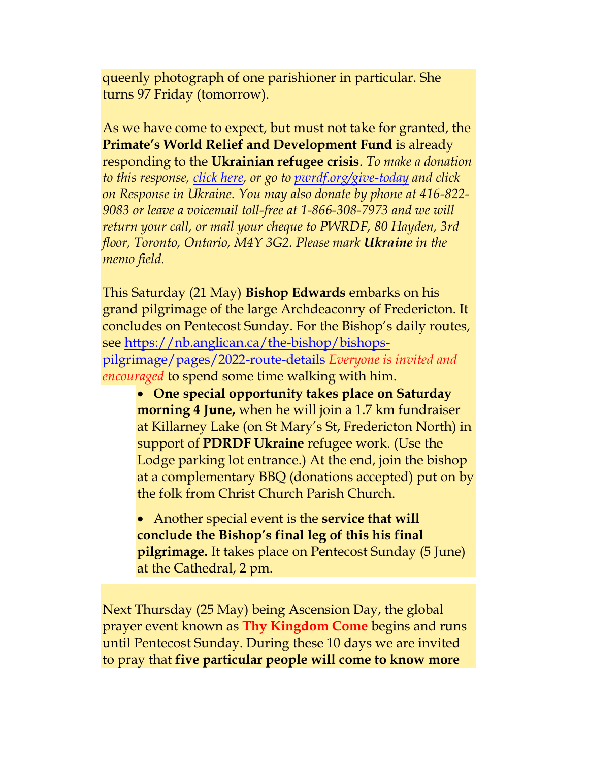queenly photograph of one parishioner in particular. She turns 97 Friday (tomorrow).

As we have come to expect, but must not take for granted, the **Primate's World Relief and Development Fund** is already responding to the **Ukrainian refugee crisis**. *To make a donation to this response, click here, or go to pwrdf.org/give-today and click on Response in Ukraine. You may also donate by phone at 416-822-9083 or leave a voicemail toll-free at 1-866-308-7973 and we will return your call, or mail your cheque to PWRDF, 80 Hayden, 3rd floor, Toronto, Ontario, M4Y 3G2. Please mark* ***Ukraine*** *in the memo field.*

This Saturday (21 May) **Bishop Edwards** embarks on his grand pilgrimage of the large Archdeaconry of Fredericton. It concludes on Pentecost Sunday. For the Bishop's daily routes, see https://nb.anglican.ca/the-bishop/bishops-pilgrimage/pages/2022-route-details *Everyone is invited and encouraged* to spend some time walking with him.

- **One special opportunity takes place on Saturday morning 4 June,** when he will join a 1.7 km fundraiser at Killarney Lake (on St Mary's St, Fredericton North) in support of **PDRDF Ukraine** refugee work. (Use the Lodge parking lot entrance.) At the end, join the bishop at a complementary BBQ (donations accepted) put on by the folk from Christ Church Parish Church.

- Another special event is the **service that will conclude the Bishop's final leg of this his final pilgrimage.** It takes place on Pentecost Sunday (5 June) at the Cathedral, 2 pm.

Next Thursday (25 May) being Ascension Day, the global prayer event known as **Thy Kingdom Come** begins and runs until Pentecost Sunday. During these 10 days we are invited to pray that **five particular people will come to know more**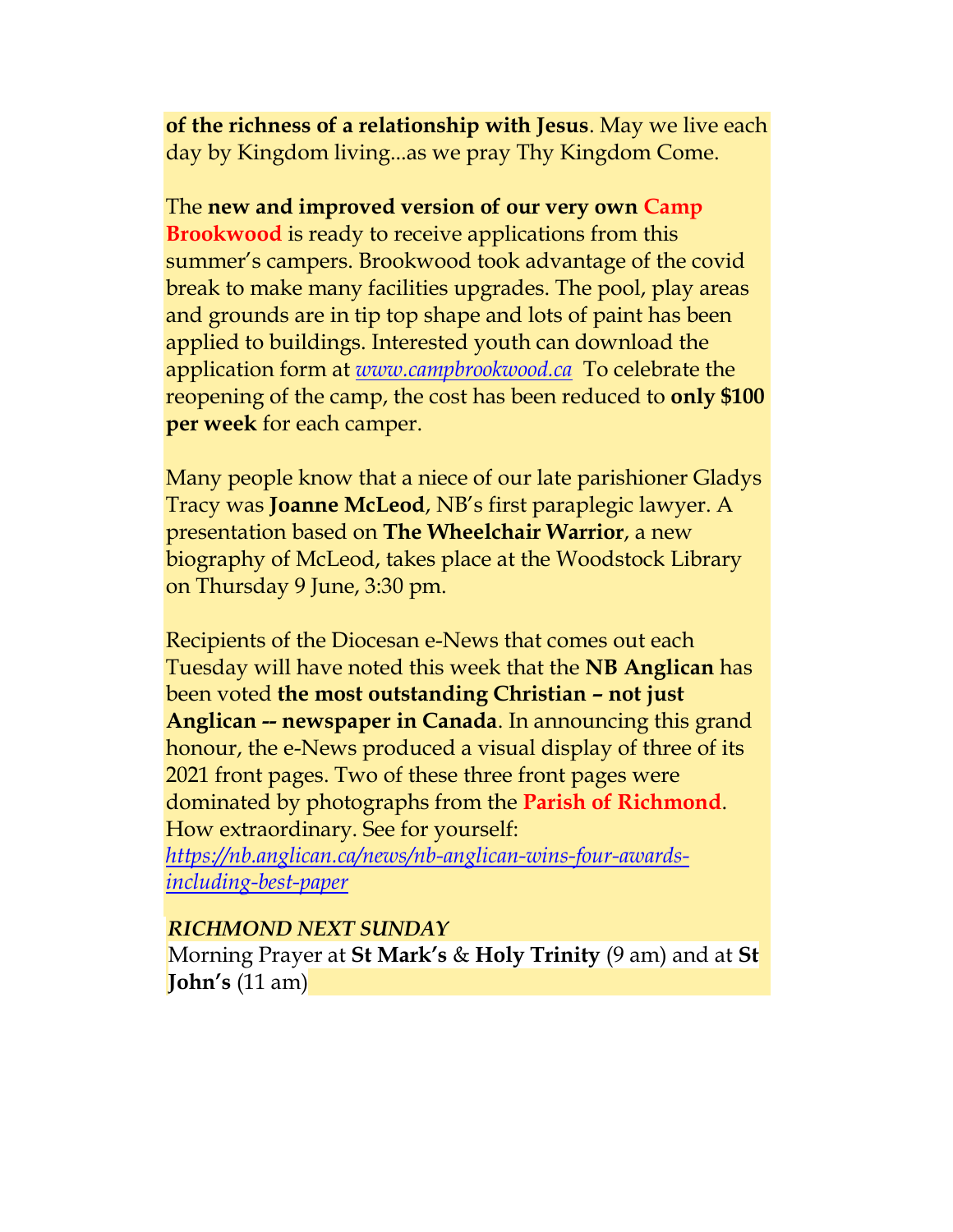**of the richness of a relationship with Jesus**. May we live each day by Kingdom living...as we pray Thy Kingdom Come.

The **new and improved version of our very own Camp Brookwood** is ready to receive applications from this summer's campers. Brookwood took advantage of the covid break to make many facilities upgrades. The pool, play areas and grounds are in tip top shape and lots of paint has been applied to buildings. Interested youth can download the application form at *www.campbrookwood.ca* To celebrate the reopening of the camp, the cost has been reduced to **only $100 per week** for each camper.

Many people know that a niece of our late parishioner Gladys Tracy was **Joanne McLeod**, NB's first paraplegic lawyer. A presentation based on **The Wheelchair Warrior**, a new biography of McLeod, takes place at the Woodstock Library on Thursday 9 June, 3:30 pm.

Recipients of the Diocesan e-News that comes out each Tuesday will have noted this week that the **NB Anglican** has been voted **the most outstanding Christian – not just Anglican -- newspaper in Canada**. In announcing this grand honour, the e-News produced a visual display of three of its 2021 front pages. Two of these three front pages were dominated by photographs from the **Parish of Richmond**. How extraordinary. See for yourself: *https://nb.anglican.ca/news/nb-anglican-wins-four-awards-including-best-paper*

***RICHMOND NEXT SUNDAY***

Morning Prayer at **St Mark's** & **Holy Trinity** (9 am) and at **St John's** (11 am)